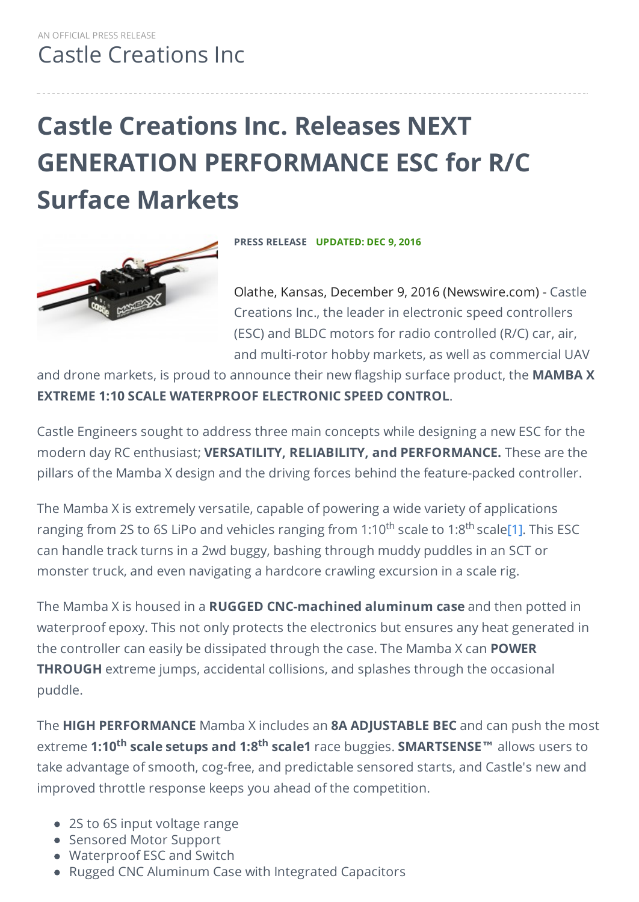AN OFFICIAL PRESS RELEASE

Castle Creations Inc

# Castle Creations Inc. Releases NEXT GENERATION PERFORMANCE ESC for R/C Surface Markets

**PRESS RELEASE** **UPDATED: DEC 9, 2016**

Olathe, Kansas, December 9, 2016 (Newswire.com) - Castle Creations Inc., the leader in electronic speed controllers (ESC) and BLDC motors for radio controlled (R/C) car, air, and multi-rotor hobby markets, as well as commercial UAV and drone markets, is proud to announce their new flagship surface product, the **MAMBA X EXTREME 1:10 SCALE WATERPROOF ELECTRONIC SPEED CONTROL**.

Castle Engineers sought to address three main concepts while designing a new ESC for the modern day RC enthusiast; **VERSATILITY, RELIABILITY, and PERFORMANCE.** These are the pillars of the Mamba X design and the driving forces behind the feature-packed controller.

The Mamba X is extremely versatile, capable of powering a wide variety of applications ranging from 2S to 6S LiPo and vehicles ranging from 1:10$^{th}$ scale to 1:8$^{th}$ scale[1]. This ESC can handle track turns in a 2wd buggy, bashing through muddy puddles in an SCT or monster truck, and even navigating a hardcore crawling excursion in a scale rig.

The Mamba X is housed in a **RUGGED CNC-machined aluminum case** and then potted in waterproof epoxy. This not only protects the electronics but ensures any heat generated in the controller can easily be dissipated through the case. The Mamba X can **POWER THROUGH** extreme jumps, accidental collisions, and splashes through the occasional puddle.

The **HIGH PERFORMANCE** Mamba X includes an **8A ADJUSTABLE BEC** and can push the most extreme **1:10$^{th}$ scale setups and 1:8$^{th}$ scale1** race buggies. **SMARTSENSE™** allows users to take advantage of smooth, cog-free, and predictable sensored starts, and Castle's new and improved throttle response keeps you ahead of the competition.

- 2S to 6S input voltage range
- Sensored Motor Support
- Waterproof ESC and Switch
- Rugged CNC Aluminum Case with Integrated Capacitors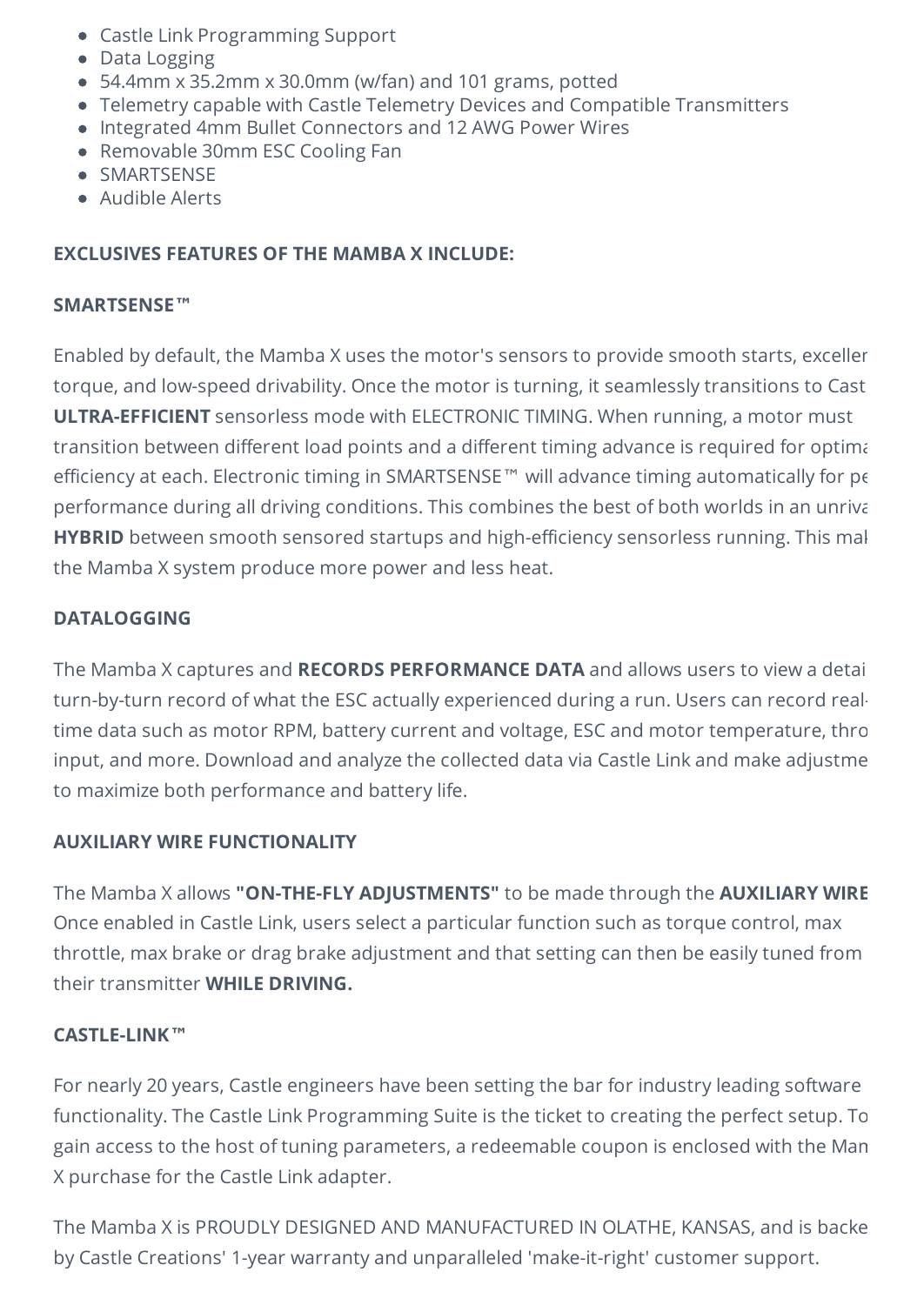- Castle Link Programming Support
- Data Logging
- 54.4mm x 35.2mm x 30.0mm (w/fan) and 101 grams, potted
- Telemetry capable with Castle Telemetry Devices and Compatible Transmitters
- Integrated 4mm Bullet Connectors and 12 AWG Power Wires
- Removable 30mm ESC Cooling Fan
- SMARTSENSE
- Audible Alerts

**EXCLUSIVES FEATURES OF THE MAMBA X INCLUDE:**

**SMARTSENSE™**

Enabled by default, the Mamba X uses the motor's sensors to provide smooth starts, exceller torque, and low-speed drivability. Once the motor is turning, it seamlessly transitions to Cast **ULTRA-EFFICIENT** sensorless mode with ELECTRONIC TIMING. When running, a motor must transition between different load points and a different timing advance is required for optima efficiency at each. Electronic timing in SMARTSENSE™ will advance timing automatically for pe performance during all driving conditions. This combines the best of both worlds in an unriva **HYBRID** between smooth sensored startups and high-efficiency sensorless running. This mal the Mamba X system produce more power and less heat.

**DATALOGGING**

The Mamba X captures and **RECORDS PERFORMANCE DATA** and allows users to view a detai turn-by-turn record of what the ESC actually experienced during a run. Users can record real-time data such as motor RPM, battery current and voltage, ESC and motor temperature, thro input, and more. Download and analyze the collected data via Castle Link and make adjustme to maximize both performance and battery life.

**AUXILIARY WIRE FUNCTIONALITY**

The Mamba X allows **"ON-THE-FLY ADJUSTMENTS"** to be made through the **AUXILIARY WIRE** Once enabled in Castle Link, users select a particular function such as torque control, max throttle, max brake or drag brake adjustment and that setting can then be easily tuned from their transmitter **WHILE DRIVING.**

**CASTLE-LINK™**

For nearly 20 years, Castle engineers have been setting the bar for industry leading software functionality. The Castle Link Programming Suite is the ticket to creating the perfect setup. To gain access to the host of tuning parameters, a redeemable coupon is enclosed with the Man X purchase for the Castle Link adapter.

The Mamba X is PROUDLY DESIGNED AND MANUFACTURED IN OLATHE, KANSAS, and is backe by Castle Creations' 1-year warranty and unparalleled 'make-it-right' customer support.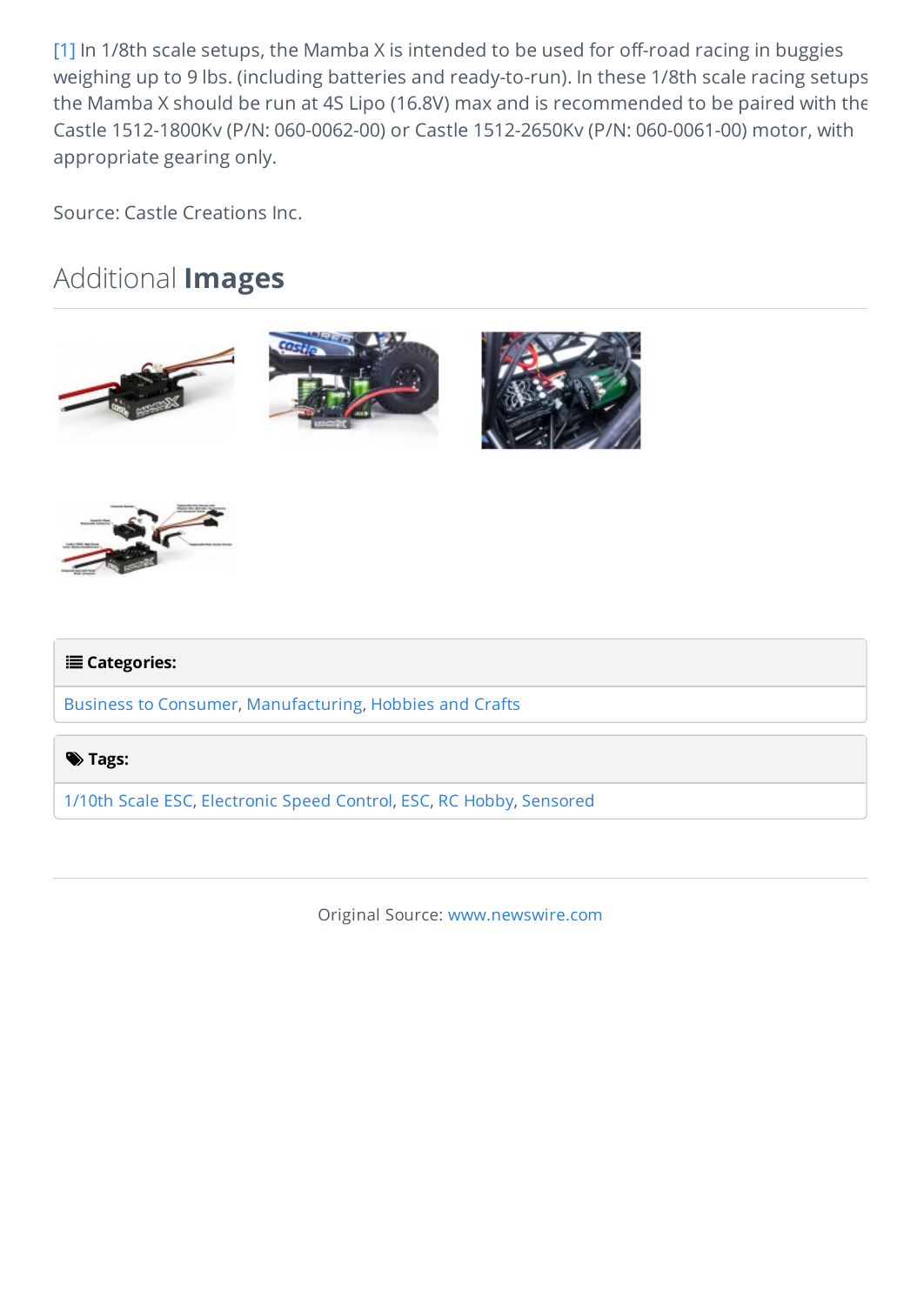[1] In 1/8th scale setups, the Mamba X is intended to be used for off-road racing in buggies weighing up to 9 lbs. (including batteries and ready-to-run). In these 1/8th scale racing setups the Mamba X should be run at 4S Lipo (16.8V) max and is recommended to be paired with the Castle 1512-1800Kv (P/N: 060-0062-00) or Castle 1512-2650Kv (P/N: 060-0061-00) motor, with appropriate gearing only.

Source: Castle Creations Inc.

## Additional **Images**

**Categories:**

Business to Consumer, Manufacturing, Hobbies and Crafts

**Tags:**

1/10th Scale ESC, Electronic Speed Control, ESC, RC Hobby, Sensored

Original Source: www.newswire.com